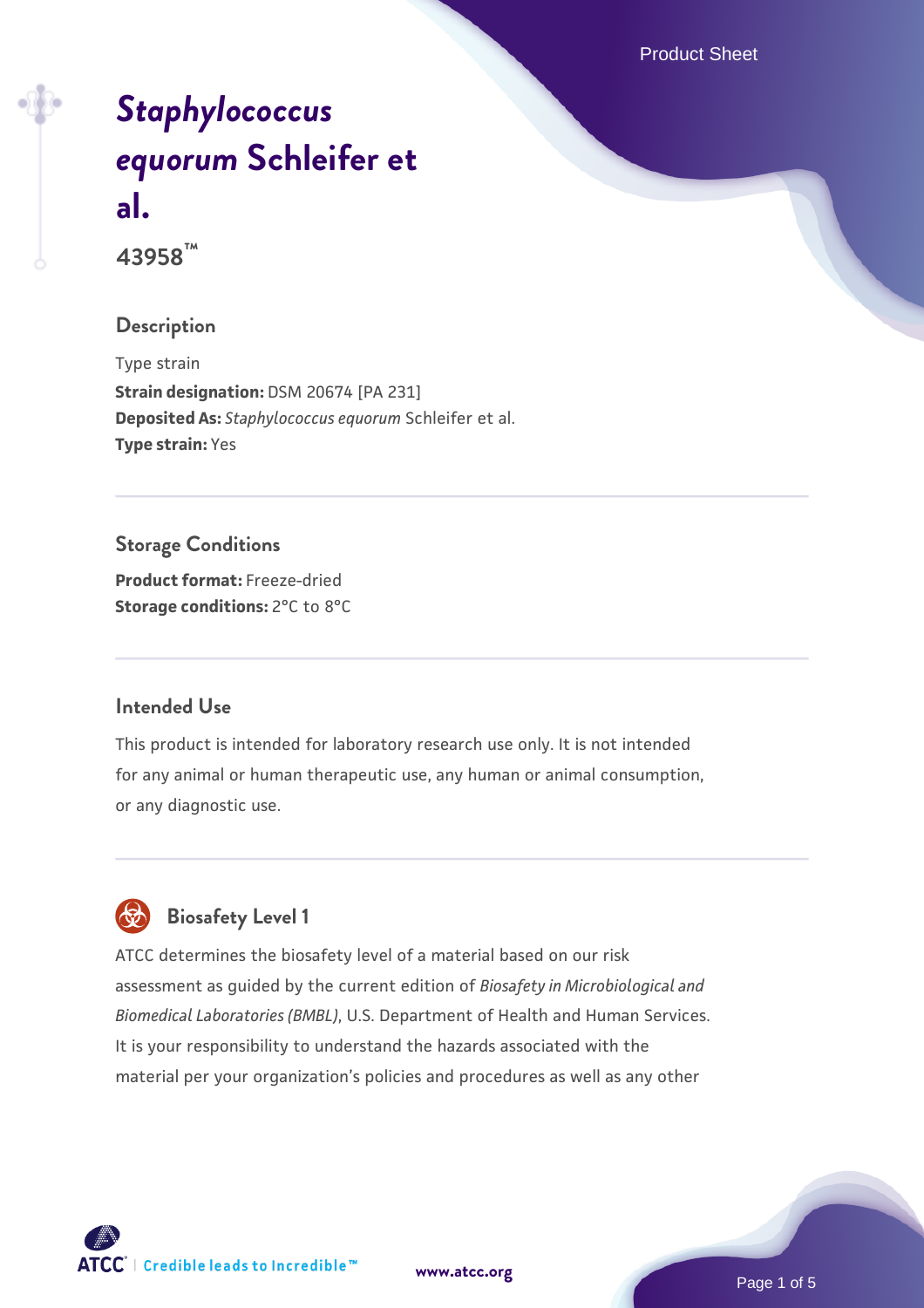# *Staphylococcus equorum* Schleifer et al.

**43958™**

## Description

Type strain

**Strain designation:** DSM 20674 [PA 231]

**Deposited As:** *Staphylococcus equorum* Schleifer et al.

**Type strain:** Yes

## Storage Conditions

**Product format:** Freeze-dried

**Storage conditions:** 2°C to 8°C

## Intended Use

This product is intended for laboratory research use only. It is not intended for any animal or human therapeutic use, any human or animal consumption, or any diagnostic use.

## Biosafety Level 1

ATCC determines the biosafety level of a material based on our risk assessment as guided by the current edition of *Biosafety in Microbiological and Biomedical Laboratories (BMBL)*, U.S. Department of Health and Human Services. It is your responsibility to understand the hazards associated with the material per your organization's policies and procedures as well as any other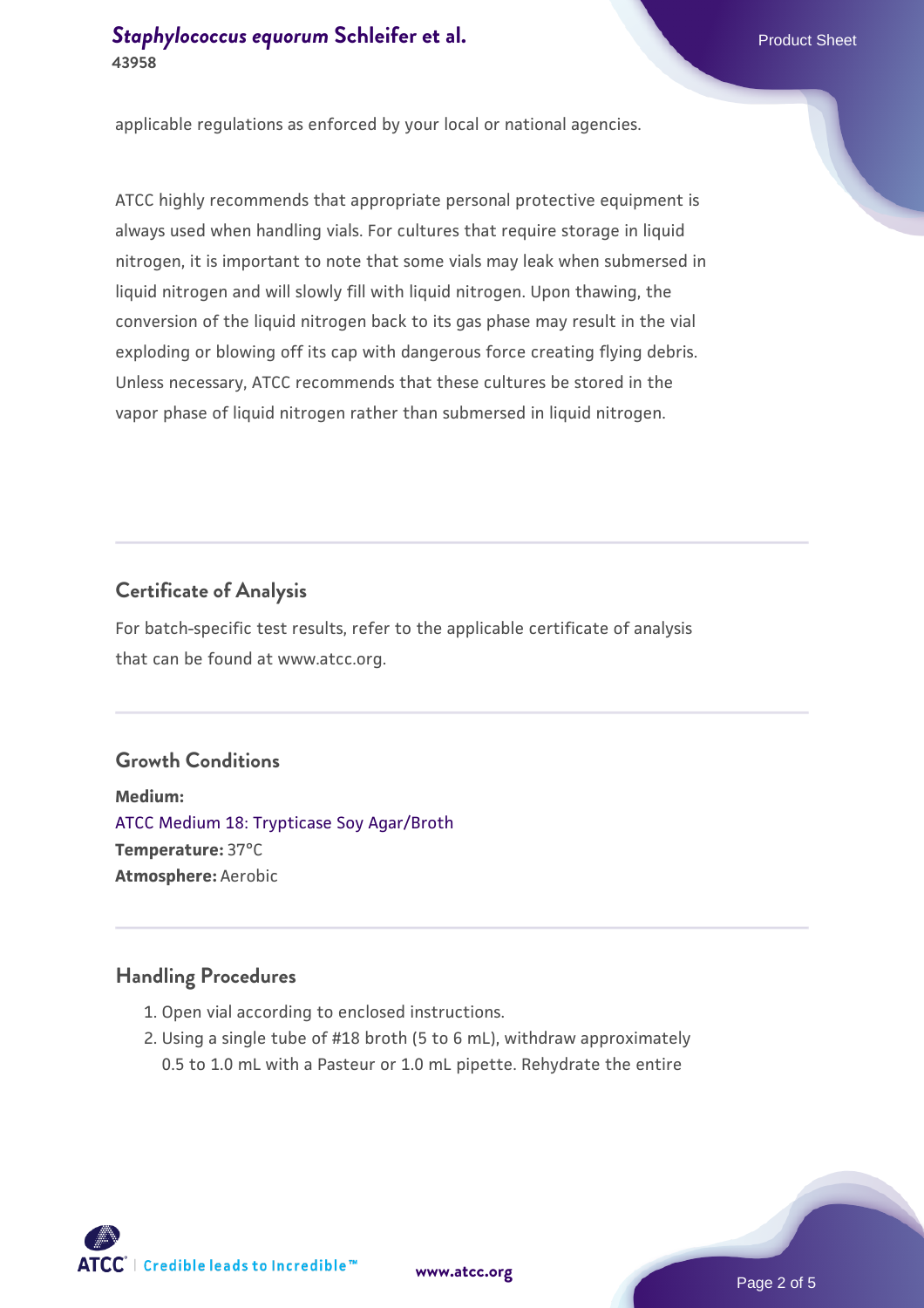applicable regulations as enforced by your local or national agencies.

ATCC highly recommends that appropriate personal protective equipment is always used when handling vials. For cultures that require storage in liquid nitrogen, it is important to note that some vials may leak when submersed in liquid nitrogen and will slowly fill with liquid nitrogen. Upon thawing, the conversion of the liquid nitrogen back to its gas phase may result in the vial exploding or blowing off its cap with dangerous force creating flying debris. Unless necessary, ATCC recommends that these cultures be stored in the vapor phase of liquid nitrogen rather than submersed in liquid nitrogen.

## Certificate of Analysis

For batch-specific test results, refer to the applicable certificate of analysis that can be found at www.atcc.org.

## Growth Conditions

**Medium:**
ATCC Medium 18: Trypticase Soy Agar/Broth
**Temperature:** 37°C
**Atmosphere:** Aerobic

## Handling Procedures

1. Open vial according to enclosed instructions.
2. Using a single tube of #18 broth (5 to 6 mL), withdraw approximately 0.5 to 1.0 mL with a Pasteur or 1.0 mL pipette. Rehydrate the entire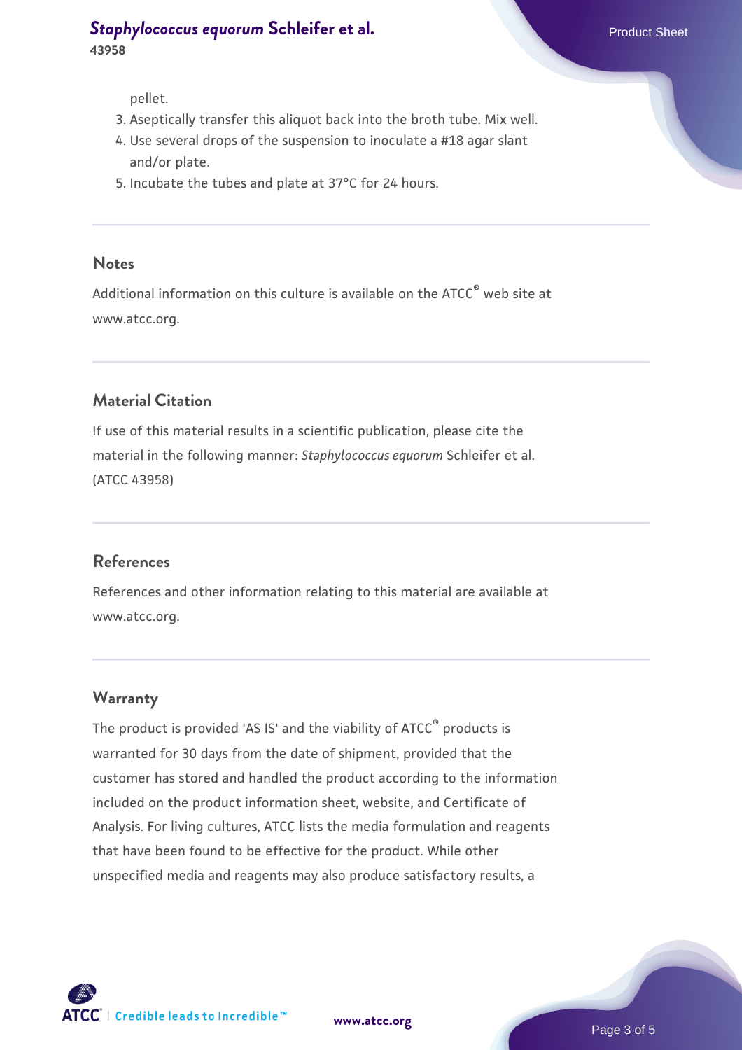pellet.

3. Aseptically transfer this aliquot back into the broth tube. Mix well.
4. Use several drops of the suspension to inoculate a #18 agar slant and/or plate.
5. Incubate the tubes and plate at 37°C for 24 hours.

## Notes

Additional information on this culture is available on the ATCC® web site at www.atcc.org.

## Material Citation

If use of this material results in a scientific publication, please cite the material in the following manner: *Staphylococcus equorum* Schleifer et al. (ATCC 43958)

## References

References and other information relating to this material are available at www.atcc.org.

## Warranty

The product is provided 'AS IS' and the viability of ATCC® products is warranted for 30 days from the date of shipment, provided that the customer has stored and handled the product according to the information included on the product information sheet, website, and Certificate of Analysis. For living cultures, ATCC lists the media formulation and reagents that have been found to be effective for the product. While other unspecified media and reagents may also produce satisfactory results, a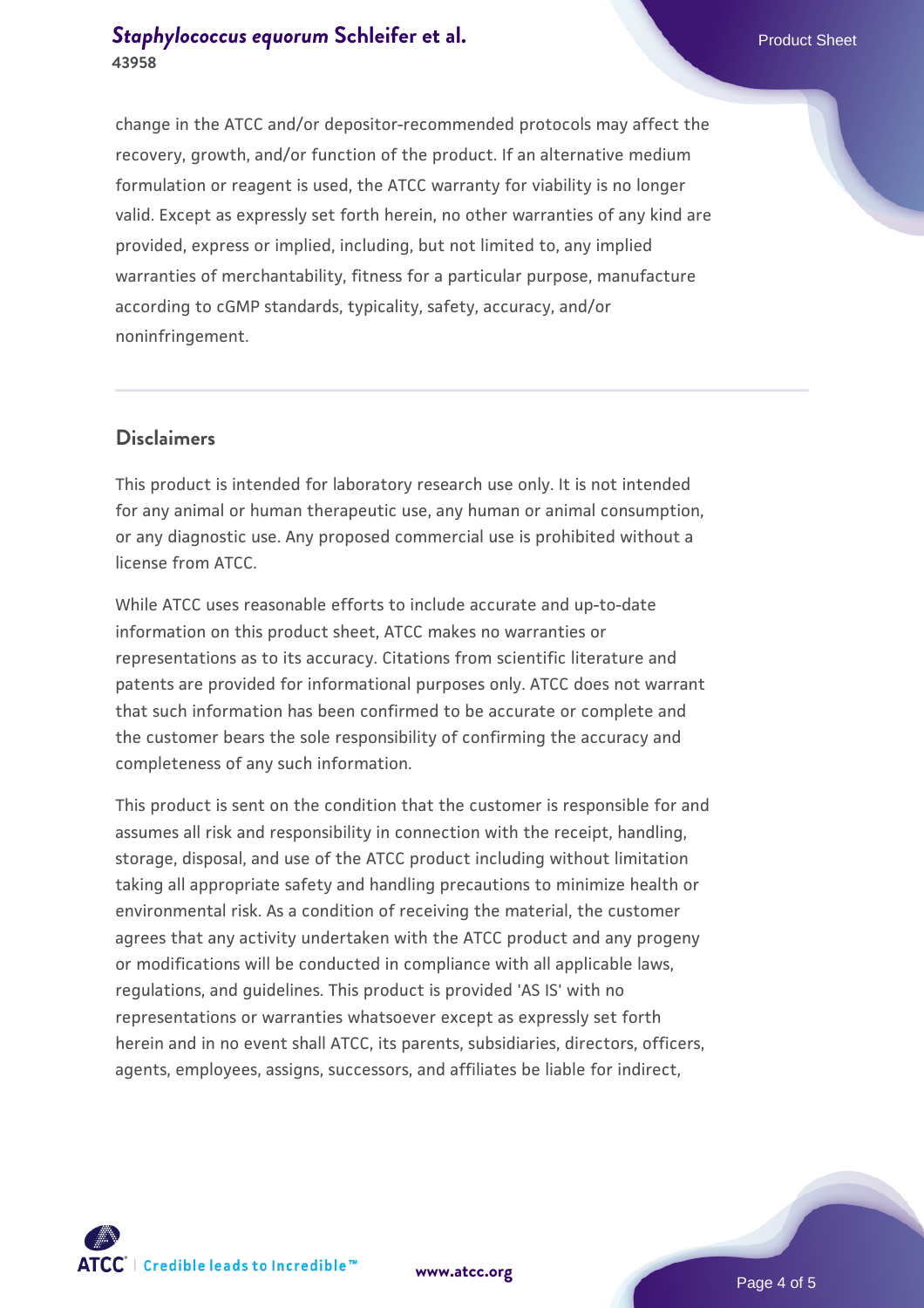change in the ATCC and/or depositor-recommended protocols may affect the recovery, growth, and/or function of the product. If an alternative medium formulation or reagent is used, the ATCC warranty for viability is no longer valid. Except as expressly set forth herein, no other warranties of any kind are provided, express or implied, including, but not limited to, any implied warranties of merchantability, fitness for a particular purpose, manufacture according to cGMP standards, typicality, safety, accuracy, and/or noninfringement.

## Disclaimers

This product is intended for laboratory research use only. It is not intended for any animal or human therapeutic use, any human or animal consumption, or any diagnostic use. Any proposed commercial use is prohibited without a license from ATCC.

While ATCC uses reasonable efforts to include accurate and up-to-date information on this product sheet, ATCC makes no warranties or representations as to its accuracy. Citations from scientific literature and patents are provided for informational purposes only. ATCC does not warrant that such information has been confirmed to be accurate or complete and the customer bears the sole responsibility of confirming the accuracy and completeness of any such information.

This product is sent on the condition that the customer is responsible for and assumes all risk and responsibility in connection with the receipt, handling, storage, disposal, and use of the ATCC product including without limitation taking all appropriate safety and handling precautions to minimize health or environmental risk. As a condition of receiving the material, the customer agrees that any activity undertaken with the ATCC product and any progeny or modifications will be conducted in compliance with all applicable laws, regulations, and guidelines. This product is provided 'AS IS' with no representations or warranties whatsoever except as expressly set forth herein and in no event shall ATCC, its parents, subsidiaries, directors, officers, agents, employees, assigns, successors, and affiliates be liable for indirect,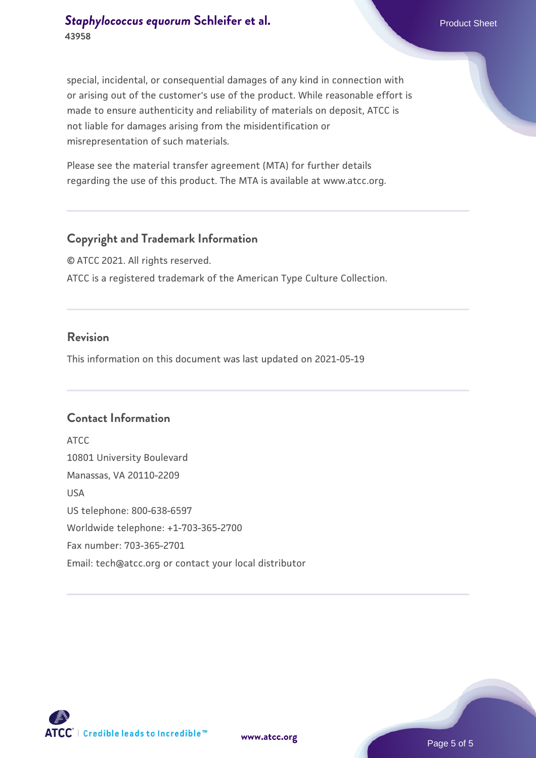special, incidental, or consequential damages of any kind in connection with or arising out of the customer's use of the product. While reasonable effort is made to ensure authenticity and reliability of materials on deposit, ATCC is not liable for damages arising from the misidentification or misrepresentation of such materials.

Please see the material transfer agreement (MTA) for further details regarding the use of this product. The MTA is available at www.atcc.org.

## Copyright and Trademark Information

© ATCC 2021. All rights reserved.

ATCC is a registered trademark of the American Type Culture Collection.

## Revision

This information on this document was last updated on 2021-05-19

## Contact Information

ATCC
10801 University Boulevard
Manassas, VA 20110-2209
USA
US telephone: 800-638-6597
Worldwide telephone: +1-703-365-2700
Fax number: 703-365-2701
Email: tech@atcc.org or contact your local distributor